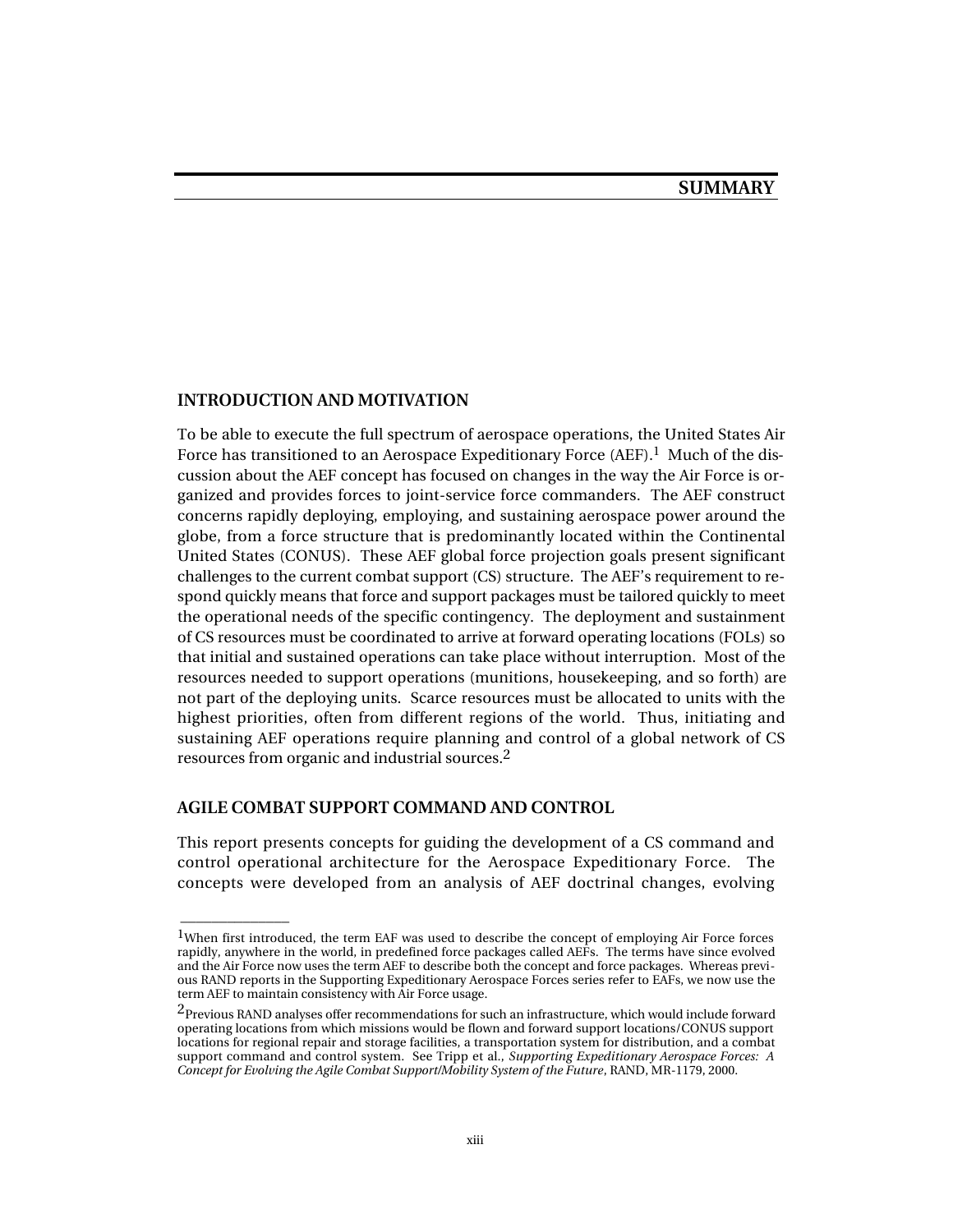# SUMMARY

## INTRODUCTION AND MOTIVATION

To be able to execute the full spectrum of aerospace operations, the United States Air Force has transitioned to an Aerospace Expeditionary Force (AEF).[1] Much of the discussion about the AEF concept has focused on changes in the way the Air Force is organized and provides forces to joint-service force commanders. The AEF construct concerns rapidly deploying, employing, and sustaining aerospace power around the globe, from a force structure that is predominantly located within the Continental United States (CONUS). These AEF global force projection goals present significant challenges to the current combat support (CS) structure. The AEF's requirement to respond quickly means that force and support packages must be tailored quickly to meet the operational needs of the specific contingency. The deployment and sustainment of CS resources must be coordinated to arrive at forward operating locations (FOLs) so that initial and sustained operations can take place without interruption. Most of the resources needed to support operations (munitions, housekeeping, and so forth) are not part of the deploying units. Scarce resources must be allocated to units with the highest priorities, often from different regions of the world. Thus, initiating and sustaining AEF operations require planning and control of a global network of CS resources from organic and industrial sources.[2]

## AGILE COMBAT SUPPORT COMMAND AND CONTROL

This report presents concepts for guiding the development of a CS command and control operational architecture for the Aerospace Expeditionary Force. The concepts were developed from an analysis of AEF doctrinal changes, evolving

---

[1]When first introduced, the term EAF was used to describe the concept of employing Air Force forces rapidly, anywhere in the world, in predefined force packages called AEFs. The terms have since evolved and the Air Force now uses the term AEF to describe both the concept and force packages. Whereas previous RAND reports in the Supporting Expeditionary Aerospace Forces series refer to EAFs, we now use the term AEF to maintain consistency with Air Force usage.

[2]Previous RAND analyses offer recommendations for such an infrastructure, which would include forward operating locations from which missions would be flown and forward support locations/CONUS support locations for regional repair and storage facilities, a transportation system for distribution, and a combat support command and control system. See Tripp et al., *Supporting Expeditionary Aerospace Forces: A Concept for Evolving the Agile Combat Support/Mobility System of the Future*, RAND, MR-1179, 2000.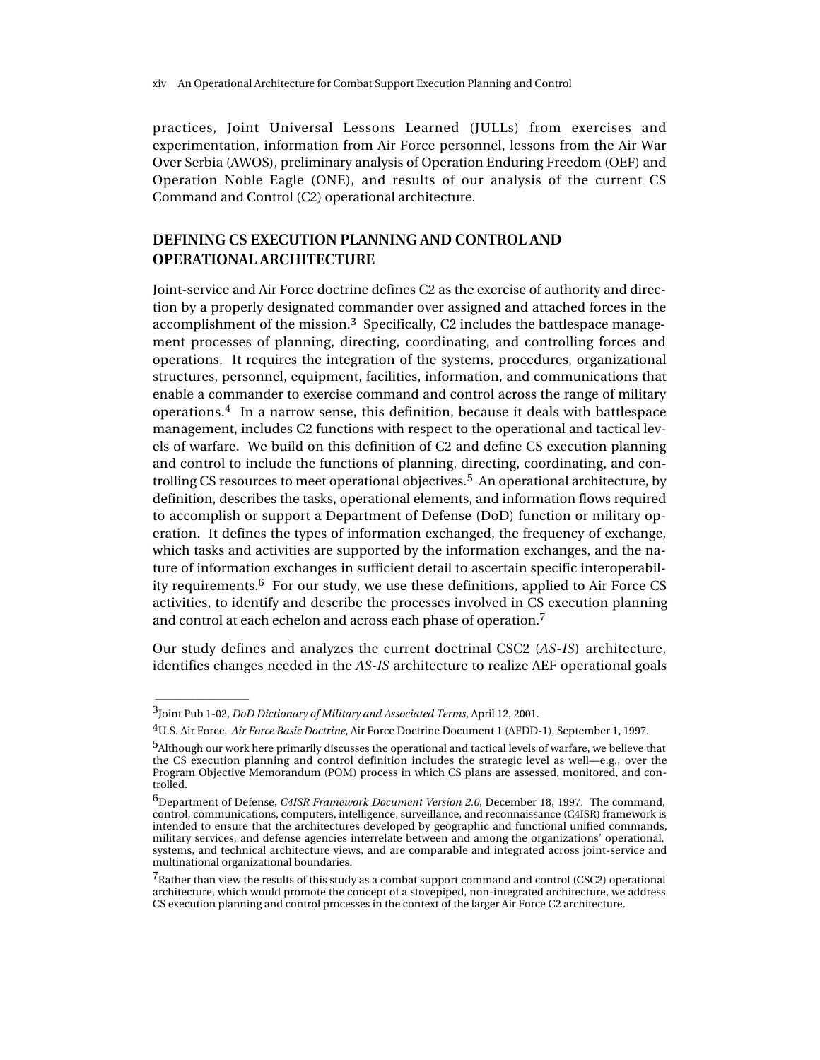practices, Joint Universal Lessons Learned (JULLs) from exercises and experimentation, information from Air Force personnel, lessons from the Air War Over Serbia (AWOS), preliminary analysis of Operation Enduring Freedom (OEF) and Operation Noble Eagle (ONE), and results of our analysis of the current CS Command and Control (C2) operational architecture.

## DEFINING CS EXECUTION PLANNING AND CONTROL AND OPERATIONAL ARCHITECTURE

Joint-service and Air Force doctrine defines C2 as the exercise of authority and direction by a properly designated commander over assigned and attached forces in the accomplishment of the mission.[3] Specifically, C2 includes the battlespace management processes of planning, directing, coordinating, and controlling forces and operations. It requires the integration of the systems, procedures, organizational structures, personnel, equipment, facilities, information, and communications that enable a commander to exercise command and control across the range of military operations.[4] In a narrow sense, this definition, because it deals with battlespace management, includes C2 functions with respect to the operational and tactical levels of warfare. We build on this definition of C2 and define CS execution planning and control to include the functions of planning, directing, coordinating, and controlling CS resources to meet operational objectives.[5] An operational architecture, by definition, describes the tasks, operational elements, and information flows required to accomplish or support a Department of Defense (DoD) function or military operation. It defines the types of information exchanged, the frequency of exchange, which tasks and activities are supported by the information exchanges, and the nature of information exchanges in sufficient detail to ascertain specific interoperability requirements.[6] For our study, we use these definitions, applied to Air Force CS activities, to identify and describe the processes involved in CS execution planning and control at each echelon and across each phase of operation.[7]

Our study defines and analyzes the current doctrinal CSC2 (*AS-IS*) architecture, identifies changes needed in the *AS-IS* architecture to realize AEF operational goals

---

[3]Joint Pub 1-02, *DoD Dictionary of Military and Associated Terms*, April 12, 2001.

[4]U.S. Air Force, *Air Force Basic Doctrine*, Air Force Doctrine Document 1 (AFDD-1), September 1, 1997.

[5]Although our work here primarily discusses the operational and tactical levels of warfare, we believe that the CS execution planning and control definition includes the strategic level as well—e.g., over the Program Objective Memorandum (POM) process in which CS plans are assessed, monitored, and controlled.

[6]Department of Defense, *C4ISR Framework Document Version 2.0*, December 18, 1997. The command, control, communications, computers, intelligence, surveillance, and reconnaissance (C4ISR) framework is intended to ensure that the architectures developed by geographic and functional unified commands, military services, and defense agencies interrelate between and among the organizations' operational, systems, and technical architecture views, and are comparable and integrated across joint-service and multinational organizational boundaries.

[7]Rather than view the results of this study as a combat support command and control (CSC2) operational architecture, which would promote the concept of a stovepiped, non-integrated architecture, we address CS execution planning and control processes in the context of the larger Air Force C2 architecture.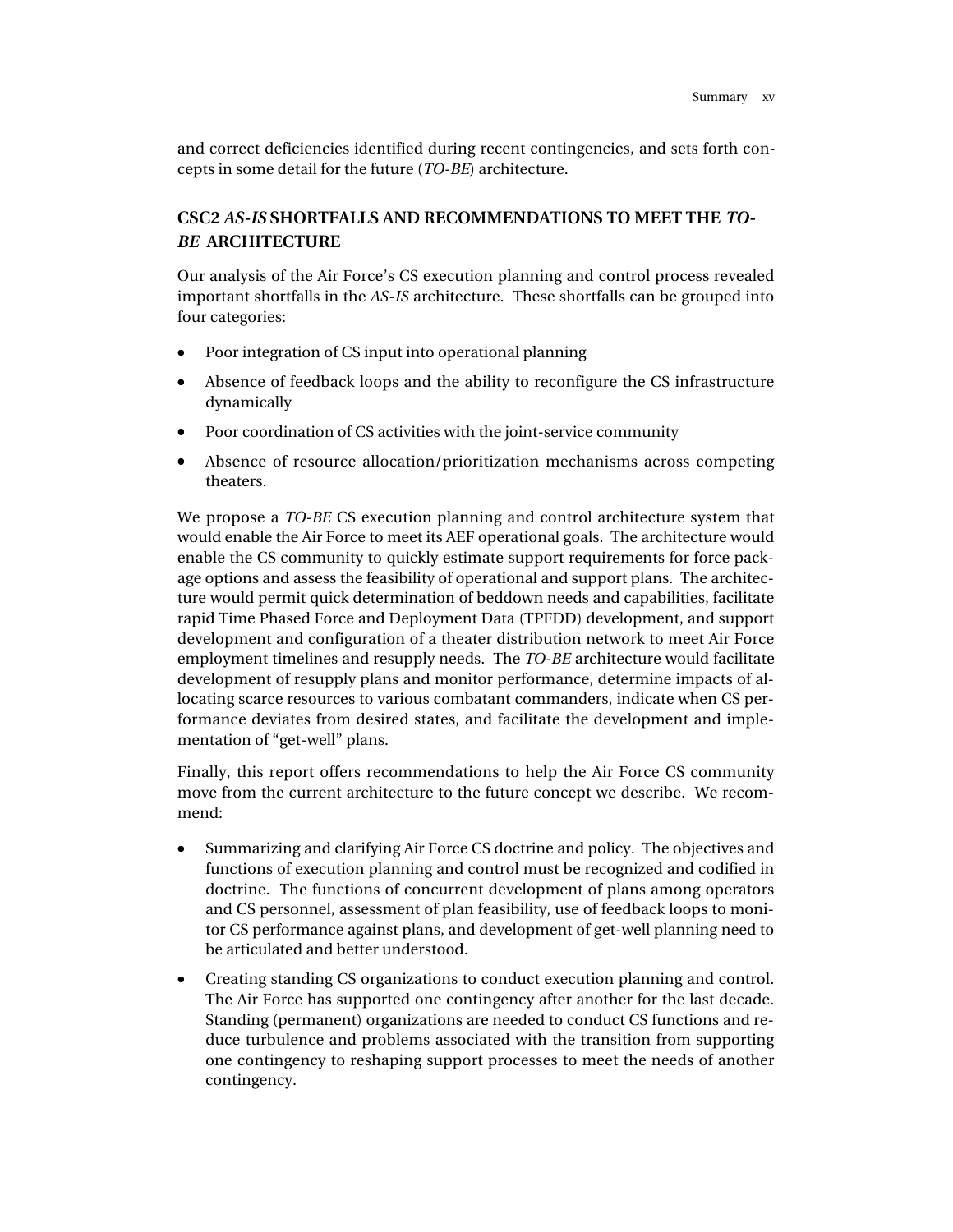and correct deficiencies identified during recent contingencies, and sets forth concepts in some detail for the future (*TO-BE*) architecture.

## CSC2 *AS-IS* SHORTFALLS AND RECOMMENDATIONS TO MEET THE *TO-BE* ARCHITECTURE

Our analysis of the Air Force's CS execution planning and control process revealed important shortfalls in the *AS-IS* architecture. These shortfalls can be grouped into four categories:

- Poor integration of CS input into operational planning
- Absence of feedback loops and the ability to reconfigure the CS infrastructure dynamically
- Poor coordination of CS activities with the joint-service community
- Absence of resource allocation/prioritization mechanisms across competing theaters.

We propose a *TO-BE* CS execution planning and control architecture system that would enable the Air Force to meet its AEF operational goals. The architecture would enable the CS community to quickly estimate support requirements for force package options and assess the feasibility of operational and support plans. The architecture would permit quick determination of beddown needs and capabilities, facilitate rapid Time Phased Force and Deployment Data (TPFDD) development, and support development and configuration of a theater distribution network to meet Air Force employment timelines and resupply needs. The *TO-BE* architecture would facilitate development of resupply plans and monitor performance, determine impacts of allocating scarce resources to various combatant commanders, indicate when CS performance deviates from desired states, and facilitate the development and implementation of "get-well" plans.

Finally, this report offers recommendations to help the Air Force CS community move from the current architecture to the future concept we describe. We recommend:

- Summarizing and clarifying Air Force CS doctrine and policy. The objectives and functions of execution planning and control must be recognized and codified in doctrine. The functions of concurrent development of plans among operators and CS personnel, assessment of plan feasibility, use of feedback loops to monitor CS performance against plans, and development of get-well planning need to be articulated and better understood.
- Creating standing CS organizations to conduct execution planning and control. The Air Force has supported one contingency after another for the last decade. Standing (permanent) organizations are needed to conduct CS functions and reduce turbulence and problems associated with the transition from supporting one contingency to reshaping support processes to meet the needs of another contingency.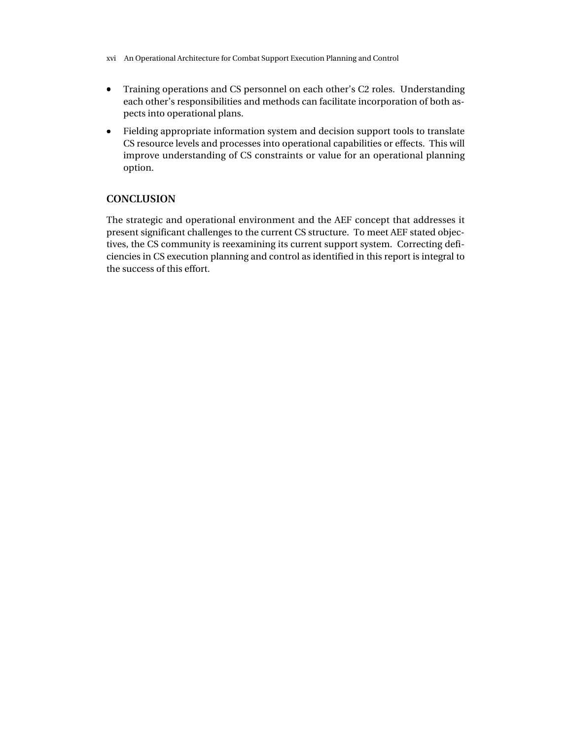- Training operations and CS personnel on each other's C2 roles. Understanding each other's responsibilities and methods can facilitate incorporation of both aspects into operational plans.
- Fielding appropriate information system and decision support tools to translate CS resource levels and processes into operational capabilities or effects. This will improve understanding of CS constraints or value for an operational planning option.

## CONCLUSION

The strategic and operational environment and the AEF concept that addresses it present significant challenges to the current CS structure. To meet AEF stated objectives, the CS community is reexamining its current support system. Correcting deficiencies in CS execution planning and control as identified in this report is integral to the success of this effort.